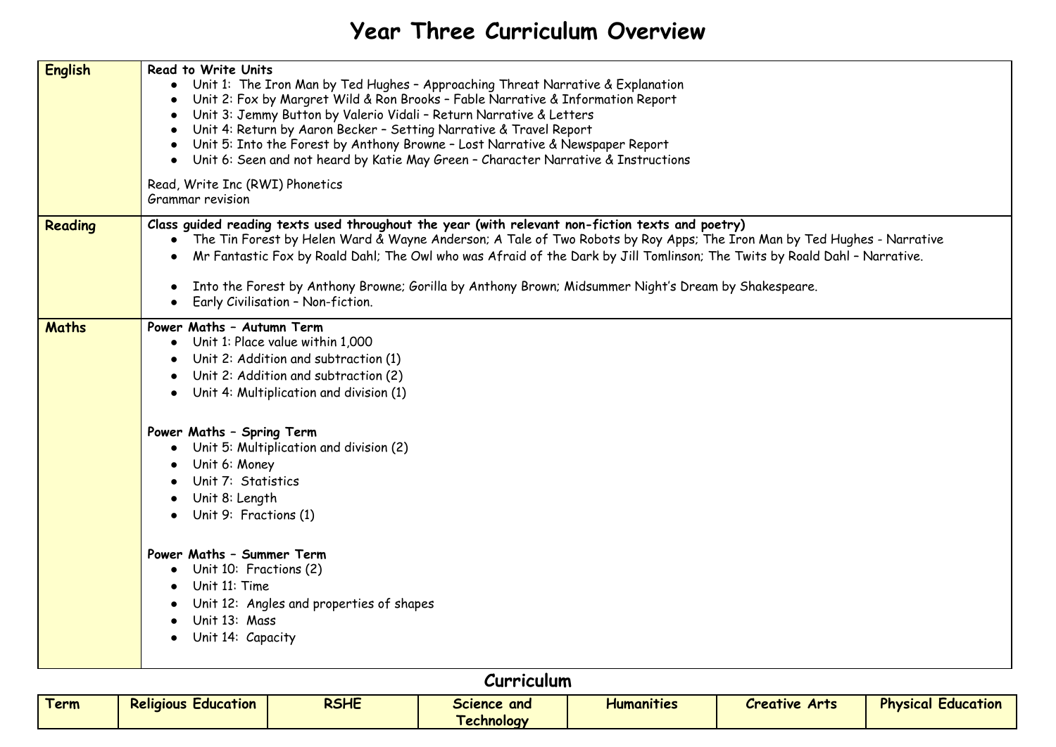# Year Three Curriculum Overview

| | |
|---|---|
| **English** | **Read to Write Units**<br>• Unit 1: The Iron Man by Ted Hughes – Approaching Threat Narrative & Explanation<br>• Unit 2: Fox by Margret Wild & Ron Brooks – Fable Narrative & Information Report<br>• Unit 3: Jemmy Button by Valerio Vidali – Return Narrative & Letters<br>• Unit 4: Return by Aaron Becker – Setting Narrative & Travel Report<br>• Unit 5: Into the Forest by Anthony Browne – Lost Narrative & Newspaper Report<br>• Unit 6: Seen and not heard by Katie May Green – Character Narrative & Instructions<br><br>Read, Write Inc (RWI) Phonetics<br>Grammar revision |
| **Reading** | **Class guided reading texts used throughout the year (with relevant non-fiction texts and poetry)**<br>• The Tin Forest by Helen Ward & Wayne Anderson; A Tale of Two Robots by Roy Apps; The Iron Man by Ted Hughes - Narrative<br>• Mr Fantastic Fox by Roald Dahl; The Owl who was Afraid of the Dark by Jill Tomlinson; The Twits by Roald Dahl – Narrative.<br><br>• Into the Forest by Anthony Browne; Gorilla by Anthony Brown; Midsummer Night's Dream by Shakespeare.<br>• Early Civilisation – Non-fiction. |
| **Maths** | **Power Maths – Autumn Term**<br>• Unit 1: Place value within 1,000<br>• Unit 2: Addition and subtraction (1)<br>• Unit 2: Addition and subtraction (2)<br>• Unit 4: Multiplication and division (1)<br><br>**Power Maths – Spring Term**<br>• Unit 5: Multiplication and division (2)<br>• Unit 6: Money<br>• Unit 7: Statistics<br>• Unit 8: Length<br>• Unit 9: Fractions (1)<br><br>**Power Maths – Summer Term**<br>• Unit 10: Fractions (2)<br>• Unit 11: Time<br>• Unit 12: Angles and properties of shapes<br>• Unit 13: Mass<br>• Unit 14: Capacity |

## Curriculum

| Term | Religious Education | RSHE | Science and Technology | Humanities | Creative Arts | Physical Education |
|---|---|---|---|---|---|---|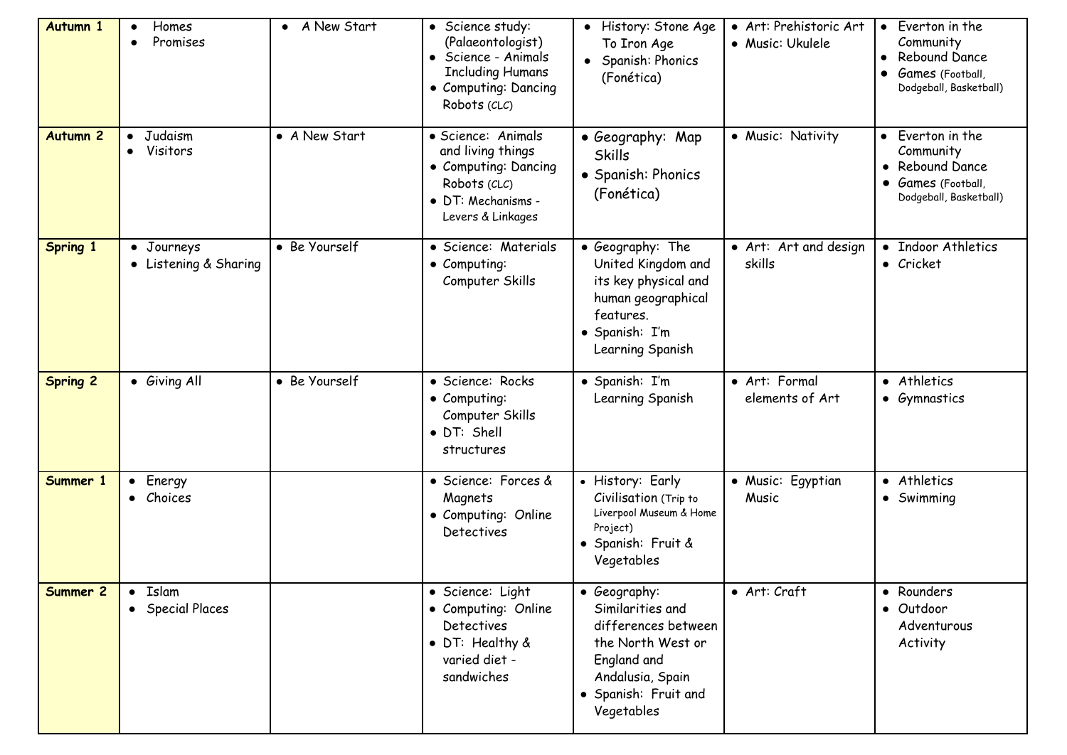| | | | | | | |
|---|---|---|---|---|---|---|
| **Autumn 1** | • Homes<br>• Promises | • A New Start | • Science study: (Palaeontologist)<br>• Science - Animals Including Humans<br>• Computing: Dancing Robots (CLC) | • History: Stone Age To Iron Age<br>• Spanish: Phonics (Fonética) | • Art: Prehistoric Art<br>• Music: Ukulele | • Everton in the Community<br>• Rebound Dance<br>• Games (Football, Dodgeball, Basketball) |
| **Autumn 2** | • Judaism<br>• Visitors | • A New Start | • Science: Animals and living things<br>• Computing: Dancing Robots (CLC)<br>• DT: Mechanisms - Levers & Linkages | • Geography: Map Skills<br>• Spanish: Phonics (Fonética) | • Music: Nativity | • Everton in the Community<br>• Rebound Dance<br>• Games (Football, Dodgeball, Basketball) |
| **Spring 1** | • Journeys<br>• Listening & Sharing | • Be Yourself | • Science: Materials<br>• Computing: Computer Skills | • Geography: The United Kingdom and its key physical and human geographical features.<br>• Spanish: I'm Learning Spanish | • Art: Art and design skills | • Indoor Athletics<br>• Cricket |
| **Spring 2** | • Giving All | • Be Yourself | • Science: Rocks<br>• Computing: Computer Skills<br>• DT: Shell structures | • Spanish: I'm Learning Spanish | • Art: Formal elements of Art | • Athletics<br>• Gymnastics |
| **Summer 1** | • Energy<br>• Choices | | • Science: Forces & Magnets<br>• Computing: Online Detectives | • History: Early Civilisation (Trip to Liverpool Museum & Home Project)<br>• Spanish: Fruit & Vegetables | • Music: Egyptian Music | • Athletics<br>• Swimming |
| **Summer 2** | • Islam<br>• Special Places | | • Science: Light<br>• Computing: Online Detectives<br>• DT: Healthy & varied diet - sandwiches | • Geography: Similarities and differences between the North West or England and Andalusia, Spain<br>• Spanish: Fruit and Vegetables | • Art: Craft | • Rounders<br>• Outdoor Adventurous Activity |